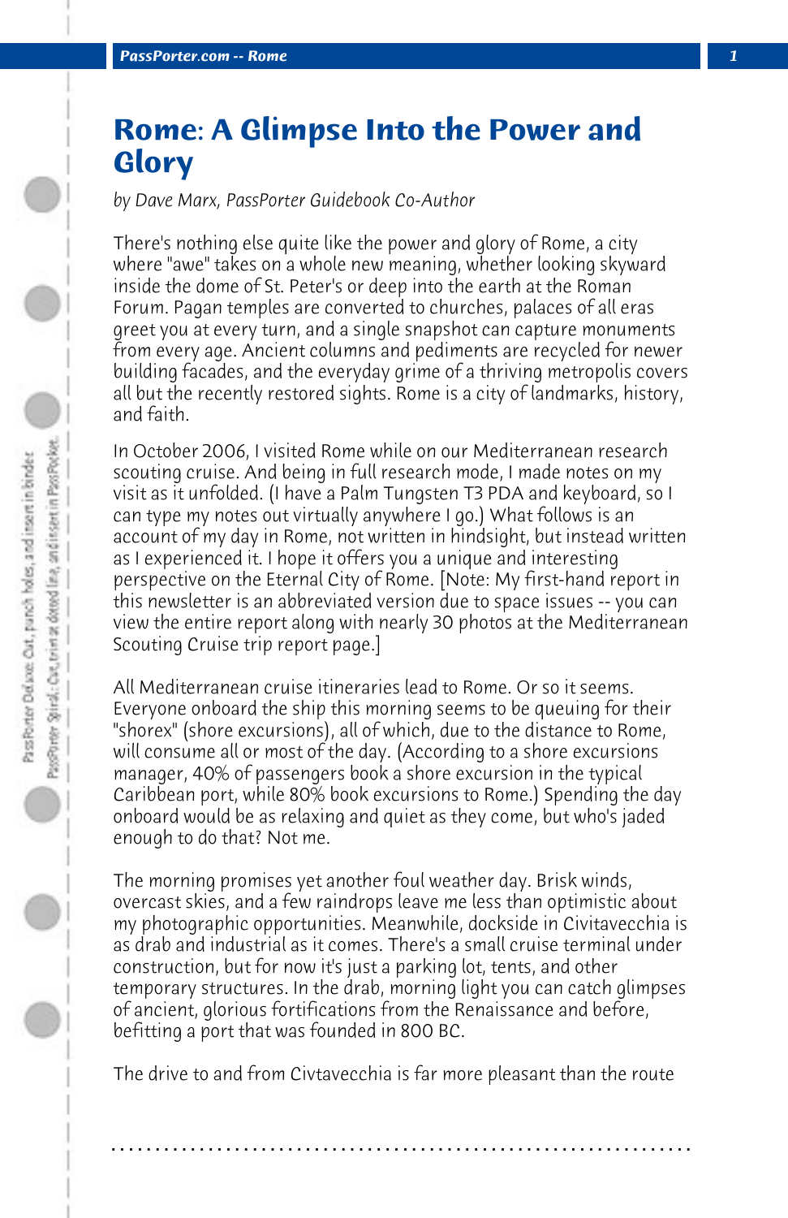# Rome: A Glimpse Into the Power and Glory

*by Dave Marx, PassPorter Guidebook Co-Author*

There's nothing else quite like the power and glory of Rome, a city where "awe" takes on a whole new meaning, whether looking skyward inside the dome of St. Peter's or deep into the earth at the Roman Forum. Pagan temples are converted to churches, palaces of all eras greet you at every turn, and a single snapshot can capture monuments from every age. Ancient columns and pediments are recycled for newer building facades, and the everyday grime of a thriving metropolis covers all but the recently restored sights. Rome is a city of landmarks, history, and faith.

In October 2006, I visited Rome while on our Mediterranean research scouting cruise. And being in full research mode, I made notes on my visit as it unfolded. (I have a Palm Tungsten T3 PDA and keyboard, so I can type my notes out virtually anywhere I go.) What follows is an account of my day in Rome, not written in hindsight, but instead written as I experienced it. I hope it offers you a unique and interesting perspective on the Eternal City of Rome. [Note: My first-hand report in this newsletter is an abbreviated version due to space issues -- you can view the entire report along with nearly 30 photos at the Mediterranean Scouting Cruise trip report page.]

All Mediterranean cruise itineraries lead to Rome. Or so it seems. Everyone onboard the ship this morning seems to be queuing for their "shorex" (shore excursions), all of which, due to the distance to Rome, will consume all or most of the day. (According to a shore excursions manager, 40% of passengers book a shore excursion in the typical Caribbean port, while 80% book excursions to Rome.) Spending the day onboard would be as relaxing and quiet as they come, but who's jaded enough to do that? Not me.

The morning promises yet another foul weather day. Brisk winds, overcast skies, and a few raindrops leave me less than optimistic about my photographic opportunities. Meanwhile, dockside in Civitavecchia is as drab and industrial as it comes. There's a small cruise terminal under construction, but for now it's just a parking lot, tents, and other temporary structures. In the drab, morning light you can catch glimpses of ancient, glorious fortifications from the Renaissance and before, befitting a port that was founded in 800 BC.

The drive to and from Civtavecchia is far more pleasant than the route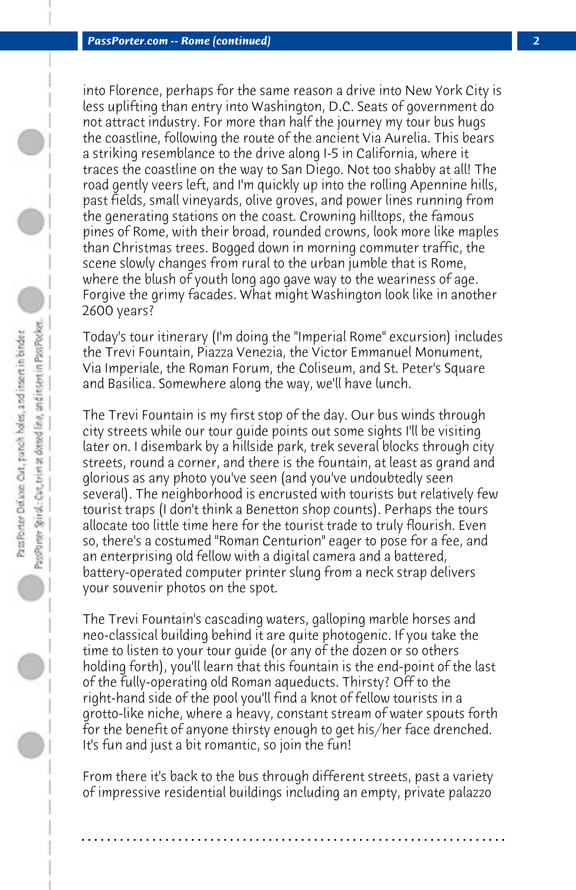into Florence, perhaps for the same reason a drive into New York City is less uplifting than entry into Washington, D.C. Seats of government do not attract industry. For more than half the journey my tour bus hugs the coastline, following the route of the ancient Via Aurelia. This bears a striking resemblance to the drive along I-5 in California, where it traces the coastline on the way to San Diego. Not too shabby at all! The road gently veers left, and I'm quickly up into the rolling Apennine hills, past fields, small vineyards, olive groves, and power lines running from the generating stations on the coast. Crowning hilltops, the famous pines of Rome, with their broad, rounded crowns, look more like maples than Christmas trees. Bogged down in morning commuter traffic, the scene slowly changes from rural to the urban jumble that is Rome, where the blush of youth long ago gave way to the weariness of age. Forgive the grimy facades. What might Washington look like in another 2600 years?

Today's tour itinerary (I'm doing the "Imperial Rome" excursion) includes the Trevi Fountain, Piazza Venezia, the Victor Emmanuel Monument, Via Imperiale, the Roman Forum, the Coliseum, and St. Peter's Square and Basilica. Somewhere along the way, we'll have lunch.

The Trevi Fountain is my first stop of the day. Our bus winds through city streets while our tour guide points out some sights I'll be visiting later on. I disembark by a hillside park, trek several blocks through city streets, round a corner, and there is the fountain, at least as grand and glorious as any photo you've seen (and you've undoubtedly seen several). The neighborhood is encrusted with tourists but relatively few tourist traps (I don't think a Benetton shop counts). Perhaps the tours allocate too little time here for the tourist trade to truly flourish. Even so, there's a costumed "Roman Centurion" eager to pose for a fee, and an enterprising old fellow with a digital camera and a battered, battery-operated computer printer slung from a neck strap delivers your souvenir photos on the spot.

The Trevi Fountain's cascading waters, galloping marble horses and neo-classical building behind it are quite photogenic. If you take the time to listen to your tour guide (or any of the dozen or so others holding forth), you'll learn that this fountain is the end-point of the last of the fully-operating old Roman aqueducts. Thirsty? Off to the right-hand side of the pool you'll find a knot of fellow tourists in a grotto-like niche, where a heavy, constant stream of water spouts forth for the benefit of anyone thirsty enough to get his/her face drenched. It's fun and just a bit romantic, so join the fun!

From there it's back to the bus through different streets, past a variety of impressive residential buildings including an empty, private palazzo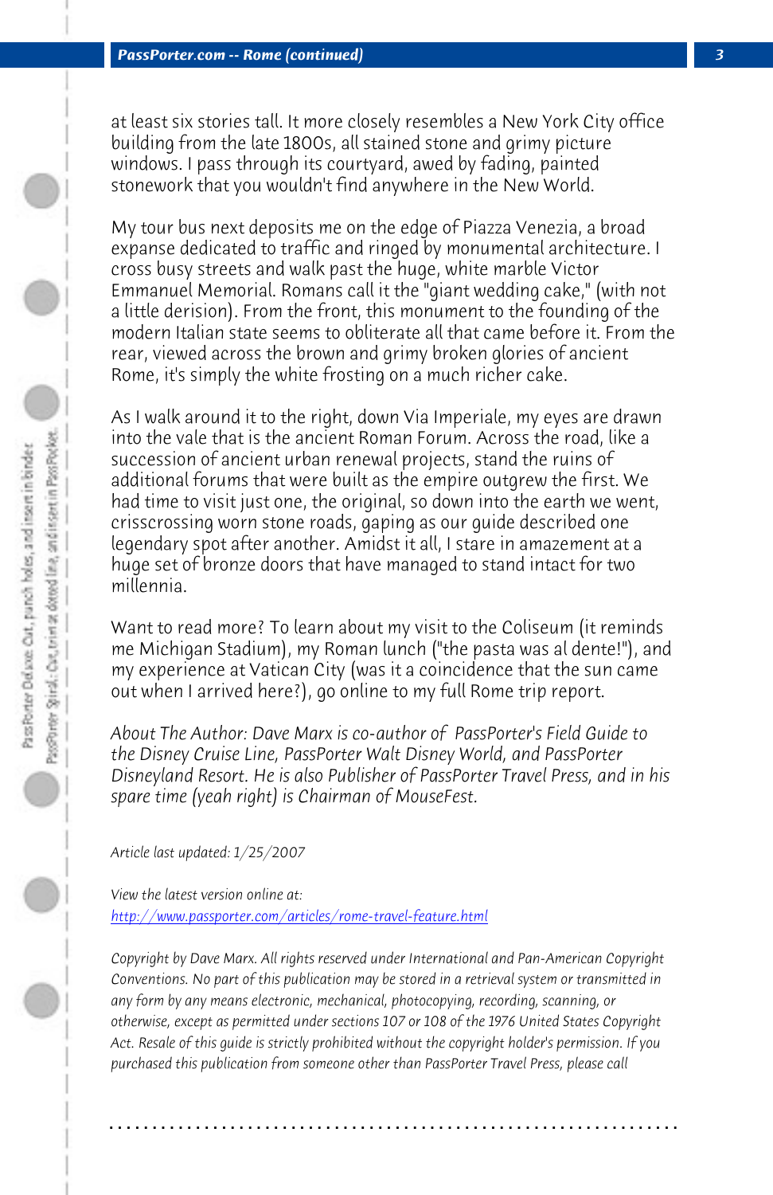at least six stories tall. It more closely resembles a New York City office building from the late 1800s, all stained stone and grimy picture windows. I pass through its courtyard, awed by fading, painted stonework that you wouldn't find anywhere in the New World.

My tour bus next deposits me on the edge of Piazza Venezia, a broad expanse dedicated to traffic and ringed by monumental architecture. I cross busy streets and walk past the huge, white marble Victor Emmanuel Memorial. Romans call it the "giant wedding cake," (with not a little derision). From the front, this monument to the founding of the modern Italian state seems to obliterate all that came before it. From the rear, viewed across the brown and grimy broken glories of ancient Rome, it's simply the white frosting on a much richer cake.

As I walk around it to the right, down Via Imperiale, my eyes are drawn into the vale that is the ancient Roman Forum. Across the road, like a succession of ancient urban renewal projects, stand the ruins of additional forums that were built as the empire outgrew the first. We had time to visit just one, the original, so down into the earth we went, crisscrossing worn stone roads, gaping as our guide described one legendary spot after another. Amidst it all, I stare in amazement at a huge set of bronze doors that have managed to stand intact for two millennia.

Want to read more? To learn about my visit to the Coliseum (it reminds me Michigan Stadium), my Roman lunch ("the pasta was al dente!"), and my experience at Vatican City (was it a coincidence that the sun came out when I arrived here?), go online to my full Rome trip report.

*About The Author: Dave Marx is co-author of PassPorter's Field Guide to the Disney Cruise Line, PassPorter Walt Disney World, and PassPorter Disneyland Resort. He is also Publisher of PassPorter Travel Press, and in his spare time (yeah right) is Chairman of MouseFest.*

*Article last updated: 1/25/2007*

*View the latest version online at:*
[http://www.passporter.com/articles/rome-travel-feature.html](http://www.passporter.com/articles/rome-travel-feature.html)

*Copyright by Dave Marx. All rights reserved under International and Pan-American Copyright Conventions. No part of this publication may be stored in a retrieval system or transmitted in any form by any means electronic, mechanical, photocopying, recording, scanning, or otherwise, except as permitted under sections 107 or 108 of the 1976 United States Copyright Act. Resale of this guide is strictly prohibited without the copyright holder's permission. If you purchased this publication from someone other than PassPorter Travel Press, please call*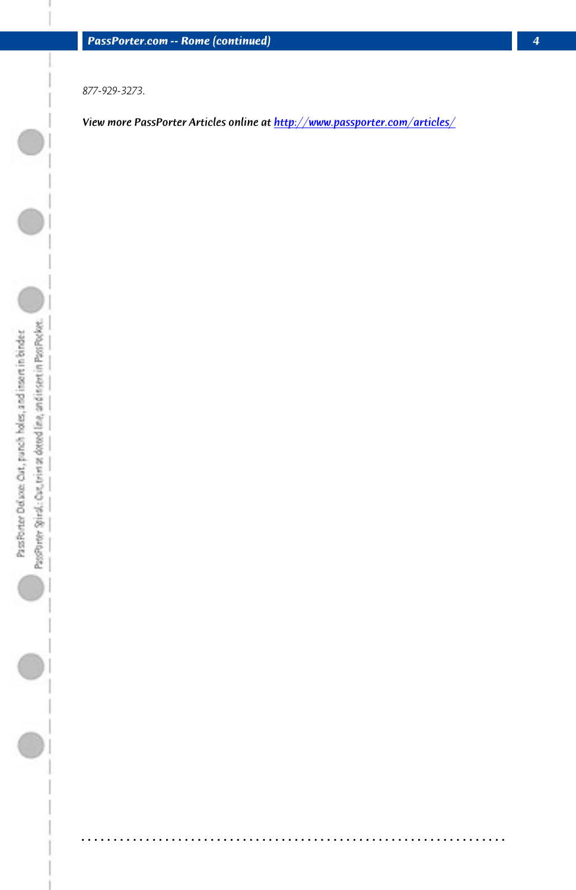*877-929-3273.*

***View more PassPorter Articles online at [http://www.passporter.com/articles/](http://www.passporter.com/articles/)***